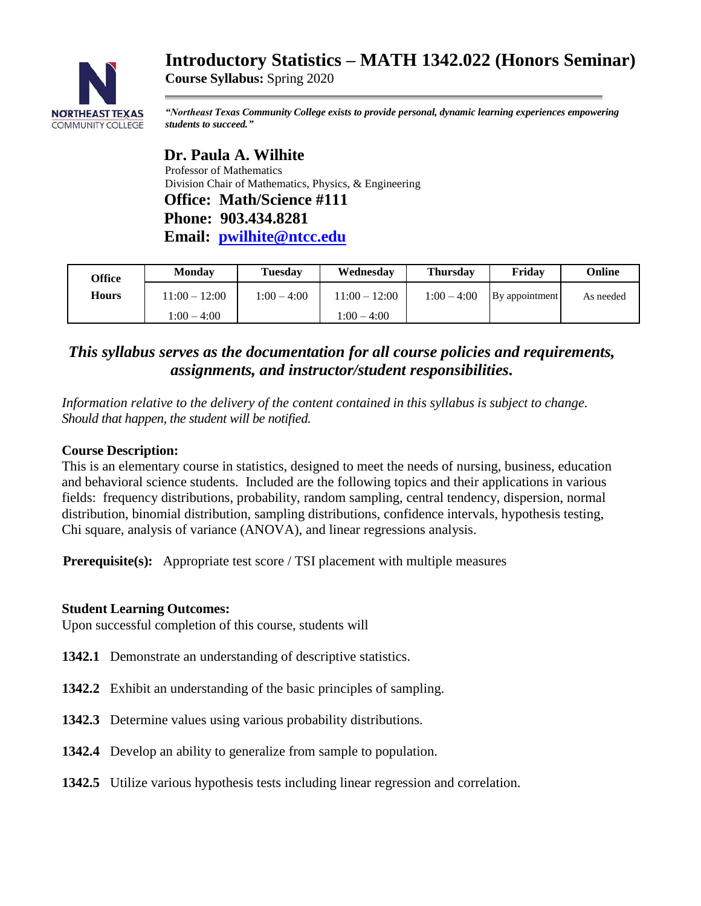# Introductory Statistics – MATH 1342.022 (Honors Seminar)

**Course Syllabus:** Spring 2020

***"Northeast Texas Community College exists to provide personal, dynamic learning experiences empowering students to succeed."***

## Dr. Paula A. Wilhite

Professor of Mathematics
Division Chair of Mathematics, Physics, & Engineering

**Office: Math/Science #111**
**Phone: 903.434.8281**
**Email: [pwilhite@ntcc.edu](mailto:pwilhite@ntcc.edu)**

| Office Hours | Monday | Tuesday | Wednesday | Thursday | Friday | Online |
|---|---|---|---|---|---|---|
| | 11:00 – 12:00<br>1:00 – 4:00 | 1:00 – 4:00 | 11:00 – 12:00<br>1:00 – 4:00 | 1:00 – 4:00 | By appointment | As needed |

***This syllabus serves as the documentation for all course policies and requirements, assignments, and instructor/student responsibilities.***

*Information relative to the delivery of the content contained in this syllabus is subject to change. Should that happen, the student will be notified.*

**Course Description:**
This is an elementary course in statistics, designed to meet the needs of nursing, business, education and behavioral science students. Included are the following topics and their applications in various fields: frequency distributions, probability, random sampling, central tendency, dispersion, normal distribution, binomial distribution, sampling distributions, confidence intervals, hypothesis testing, Chi square, analysis of variance (ANOVA), and linear regressions analysis.

**Prerequisite(s):** Appropriate test score / TSI placement with multiple measures

**Student Learning Outcomes:**
Upon successful completion of this course, students will

**1342.1** Demonstrate an understanding of descriptive statistics.

**1342.2** Exhibit an understanding of the basic principles of sampling.

**1342.3** Determine values using various probability distributions.

**1342.4** Develop an ability to generalize from sample to population.

**1342.5** Utilize various hypothesis tests including linear regression and correlation.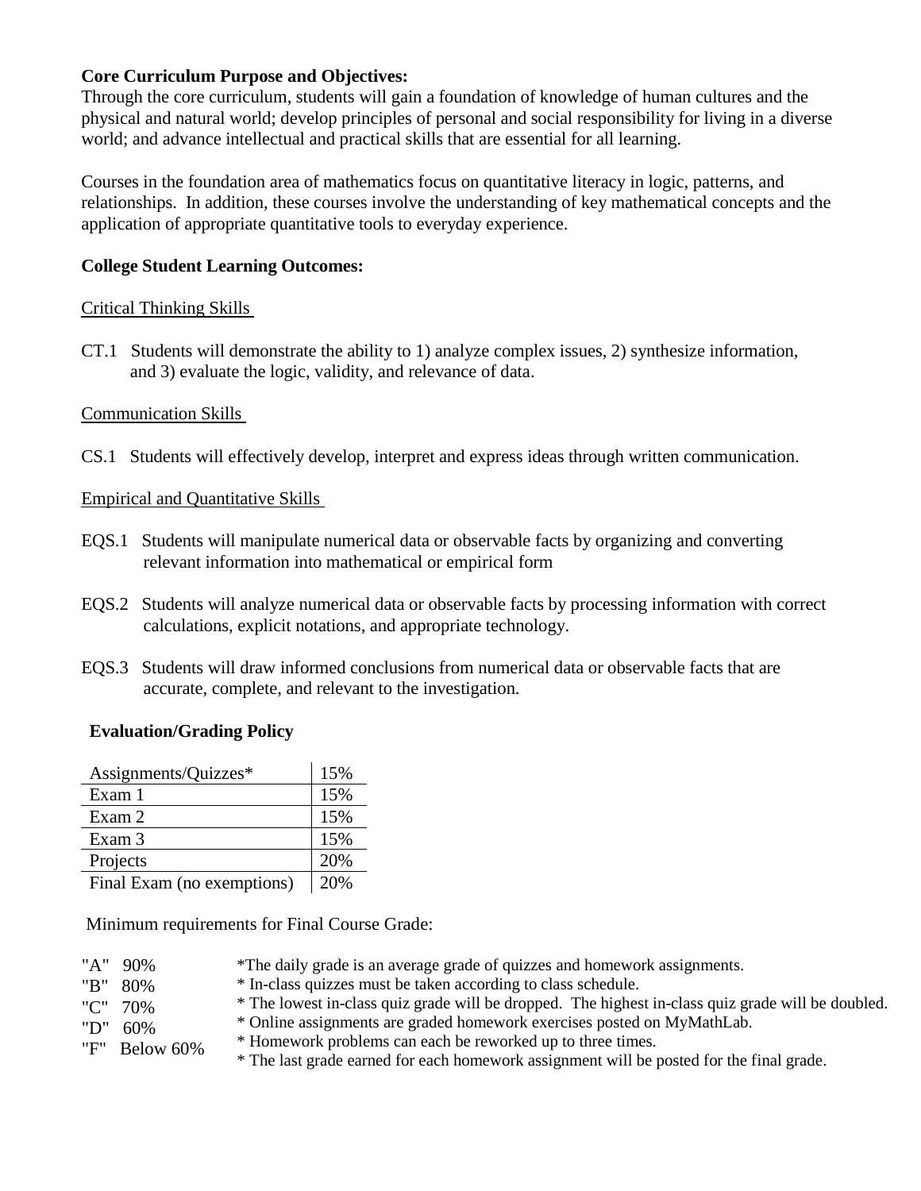**Core Curriculum Purpose and Objectives:**

Through the core curriculum, students will gain a foundation of knowledge of human cultures and the physical and natural world; develop principles of personal and social responsibility for living in a diverse world; and advance intellectual and practical skills that are essential for all learning.

Courses in the foundation area of mathematics focus on quantitative literacy in logic, patterns, and relationships. In addition, these courses involve the understanding of key mathematical concepts and the application of appropriate quantitative tools to everyday experience.

**College Student Learning Outcomes:**

Critical Thinking Skills

CT.1 Students will demonstrate the ability to 1) analyze complex issues, 2) synthesize information, and 3) evaluate the logic, validity, and relevance of data.

Communication Skills

CS.1 Students will effectively develop, interpret and express ideas through written communication.

Empirical and Quantitative Skills

EQS.1 Students will manipulate numerical data or observable facts by organizing and converting relevant information into mathematical or empirical form

EQS.2 Students will analyze numerical data or observable facts by processing information with correct calculations, explicit notations, and appropriate technology.

EQS.3 Students will draw informed conclusions from numerical data or observable facts that are accurate, complete, and relevant to the investigation.

**Evaluation/Grading Policy**

| Assignments/Quizzes* | 15% |
|---|---|
| Exam 1 | 15% |
| Exam 2 | 15% |
| Exam 3 | 15% |
| Projects | 20% |
| Final Exam (no exemptions) | 20% |

Minimum requirements for Final Course Grade:

"A" 90%
"B" 80%
"C" 70%
"D" 60%
"F" Below 60%

*The daily grade is an average grade of quizzes and homework assignments.
* In-class quizzes must be taken according to class schedule.
* The lowest in-class quiz grade will be dropped. The highest in-class quiz grade will be doubled.
* Online assignments are graded homework exercises posted on MyMathLab.
* Homework problems can each be reworked up to three times.
* The last grade earned for each homework assignment will be posted for the final grade.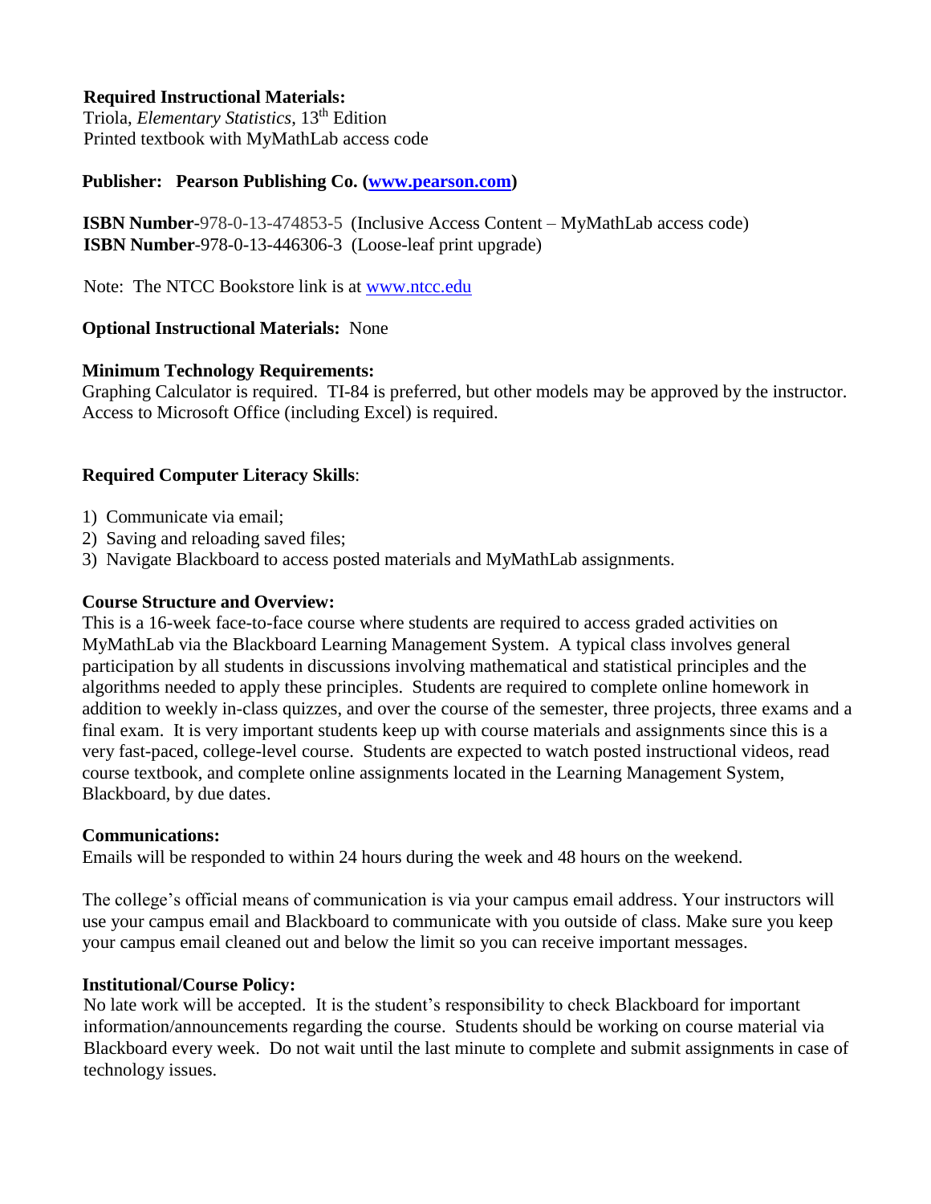**Required Instructional Materials:**
Triola, *Elementary Statistics*, 13th Edition
Printed textbook with MyMathLab access code

**Publisher: Pearson Publishing Co. ([www.pearson.com](http://www.pearson.com))**

**ISBN Number**-978-0-13-474853-5 (Inclusive Access Content – MyMathLab access code)
**ISBN Number**-978-0-13-446306-3 (Loose-leaf print upgrade)

Note: The NTCC Bookstore link is at [www.ntcc.edu](http://www.ntcc.edu)

**Optional Instructional Materials:** None

**Minimum Technology Requirements:**
Graphing Calculator is required. TI-84 is preferred, but other models may be approved by the instructor. Access to Microsoft Office (including Excel) is required.

**Required Computer Literacy Skills**:

1) Communicate via email;
2) Saving and reloading saved files;
3) Navigate Blackboard to access posted materials and MyMathLab assignments.

**Course Structure and Overview:**
This is a 16-week face-to-face course where students are required to access graded activities on MyMathLab via the Blackboard Learning Management System. A typical class involves general participation by all students in discussions involving mathematical and statistical principles and the algorithms needed to apply these principles. Students are required to complete online homework in addition to weekly in-class quizzes, and over the course of the semester, three projects, three exams and a final exam. It is very important students keep up with course materials and assignments since this is a very fast-paced, college-level course. Students are expected to watch posted instructional videos, read course textbook, and complete online assignments located in the Learning Management System, Blackboard, by due dates.

**Communications:**
Emails will be responded to within 24 hours during the week and 48 hours on the weekend.

The college's official means of communication is via your campus email address. Your instructors will use your campus email and Blackboard to communicate with you outside of class. Make sure you keep your campus email cleaned out and below the limit so you can receive important messages.

**Institutional/Course Policy:**
No late work will be accepted. It is the student's responsibility to check Blackboard for important information/announcements regarding the course. Students should be working on course material via Blackboard every week. Do not wait until the last minute to complete and submit assignments in case of technology issues.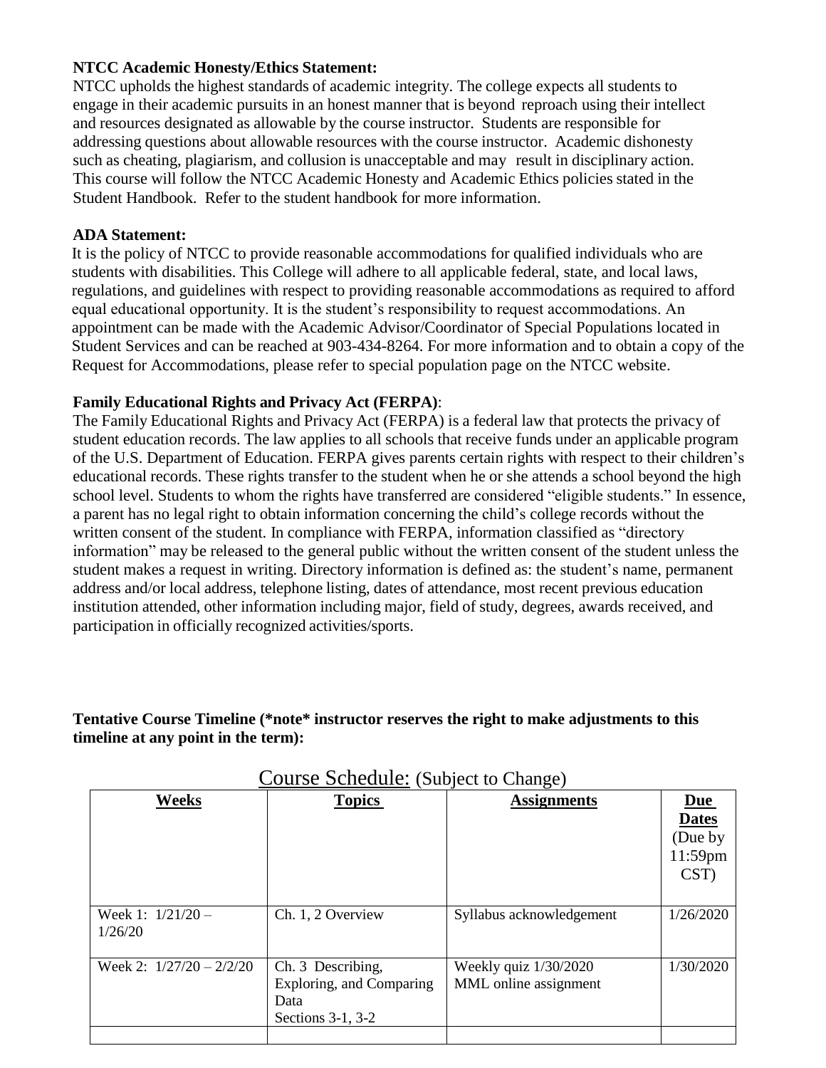**NTCC Academic Honesty/Ethics Statement:**

NTCC upholds the highest standards of academic integrity. The college expects all students to engage in their academic pursuits in an honest manner that is beyond reproach using their intellect and resources designated as allowable by the course instructor. Students are responsible for addressing questions about allowable resources with the course instructor. Academic dishonesty such as cheating, plagiarism, and collusion is unacceptable and may result in disciplinary action. This course will follow the NTCC Academic Honesty and Academic Ethics policies stated in the Student Handbook. Refer to the student handbook for more information.

**ADA Statement:**

It is the policy of NTCC to provide reasonable accommodations for qualified individuals who are students with disabilities. This College will adhere to all applicable federal, state, and local laws, regulations, and guidelines with respect to providing reasonable accommodations as required to afford equal educational opportunity. It is the student's responsibility to request accommodations. An appointment can be made with the Academic Advisor/Coordinator of Special Populations located in Student Services and can be reached at 903-434-8264. For more information and to obtain a copy of the Request for Accommodations, please refer to special population page on the NTCC website.

**Family Educational Rights and Privacy Act (FERPA)**:

The Family Educational Rights and Privacy Act (FERPA) is a federal law that protects the privacy of student education records. The law applies to all schools that receive funds under an applicable program of the U.S. Department of Education. FERPA gives parents certain rights with respect to their children's educational records. These rights transfer to the student when he or she attends a school beyond the high school level. Students to whom the rights have transferred are considered "eligible students." In essence, a parent has no legal right to obtain information concerning the child's college records without the written consent of the student. In compliance with FERPA, information classified as "directory information" may be released to the general public without the written consent of the student unless the student makes a request in writing. Directory information is defined as: the student's name, permanent address and/or local address, telephone listing, dates of attendance, most recent previous education institution attended, other information including major, field of study, degrees, awards received, and participation in officially recognized activities/sports.

**Tentative Course Timeline (\*note\* instructor reserves the right to make adjustments to this timeline at any point in the term):**

Course Schedule: (Subject to Change)

| **Weeks** | **Topics** | **Assignments** | **Due Dates** (Due by 11:59pm CST) |
|---|---|---|---|
| Week 1: 1/21/20 – 1/26/20 | Ch. 1, 2 Overview | Syllabus acknowledgement | 1/26/2020 |
| Week 2: 1/27/20 – 2/2/20 | Ch. 3 Describing, Exploring, and Comparing Data<br>Sections 3-1, 3-2 | Weekly quiz 1/30/2020<br>MML online assignment | 1/30/2020 |
| | | | |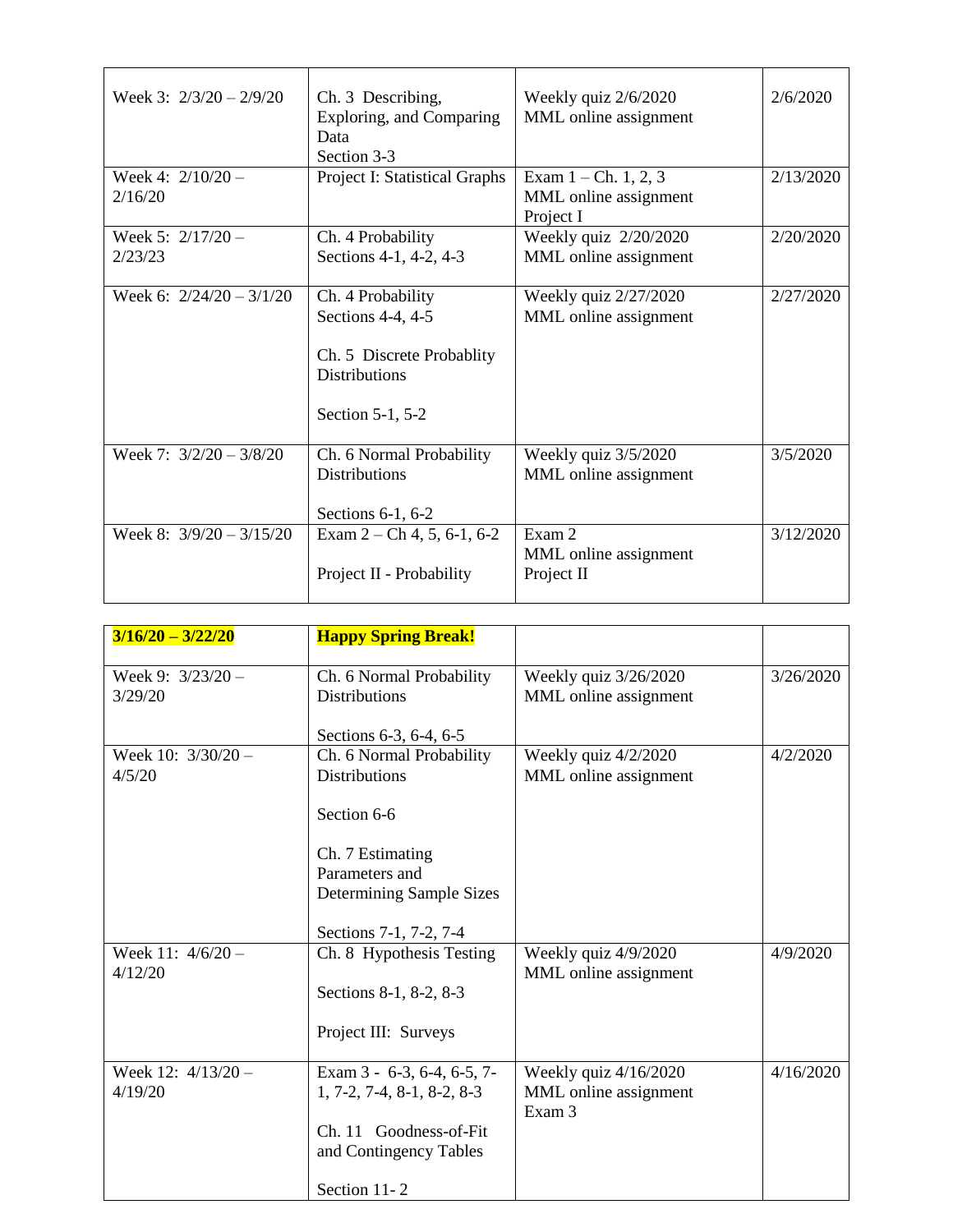| | | | |
|---|---|---|---|
| Week 3: 2/3/20 – 2/9/20 | Ch. 3 Describing, Exploring, and Comparing Data<br>Section 3-3 | Weekly quiz 2/6/2020<br>MML online assignment | 2/6/2020 |
| Week 4: 2/10/20 – 2/16/20 | Project I: Statistical Graphs | Exam 1 – Ch. 1, 2, 3<br>MML online assignment<br>Project I | 2/13/2020 |
| Week 5: 2/17/20 – 2/23/23 | Ch. 4 Probability<br>Sections 4-1, 4-2, 4-3 | Weekly quiz 2/20/2020<br>MML online assignment | 2/20/2020 |
| Week 6: 2/24/20 – 3/1/20 | Ch. 4 Probability<br>Sections 4-4, 4-5<br><br>Ch. 5 Discrete Probablity Distributions<br><br>Section 5-1, 5-2 | Weekly quiz 2/27/2020<br>MML online assignment | 2/27/2020 |
| Week 7: 3/2/20 – 3/8/20 | Ch. 6 Normal Probability Distributions<br><br>Sections 6-1, 6-2 | Weekly quiz 3/5/2020<br>MML online assignment | 3/5/2020 |
| Week 8: 3/9/20 – 3/15/20 | Exam 2 – Ch 4, 5, 6-1, 6-2<br><br>Project II - Probability | Exam 2<br>MML online assignment<br>Project II | 3/12/2020 |

| | | | |
|---|---|---|---|
| **3/16/20 – 3/22/20** | **Happy Spring Break!** | | |
| Week 9: 3/23/20 – 3/29/20 | Ch. 6 Normal Probability Distributions<br><br>Sections 6-3, 6-4, 6-5 | Weekly quiz 3/26/2020<br>MML online assignment | 3/26/2020 |
| Week 10: 3/30/20 – 4/5/20 | Ch. 6 Normal Probability Distributions<br><br>Section 6-6<br><br>Ch. 7 Estimating Parameters and Determining Sample Sizes<br><br>Sections 7-1, 7-2, 7-4 | Weekly quiz 4/2/2020<br>MML online assignment | 4/2/2020 |
| Week 11: 4/6/20 – 4/12/20 | Ch. 8 Hypothesis Testing<br><br>Sections 8-1, 8-2, 8-3<br><br>Project III: Surveys | Weekly quiz 4/9/2020<br>MML online assignment | 4/9/2020 |
| Week 12: 4/13/20 – 4/19/20 | Exam 3 - 6-3, 6-4, 6-5, 7-1, 7-2, 7-4, 8-1, 8-2, 8-3<br><br>Ch. 11 Goodness-of-Fit and Contingency Tables<br><br>Section 11- 2 | Weekly quiz 4/16/2020<br>MML online assignment<br>Exam 3 | 4/16/2020 |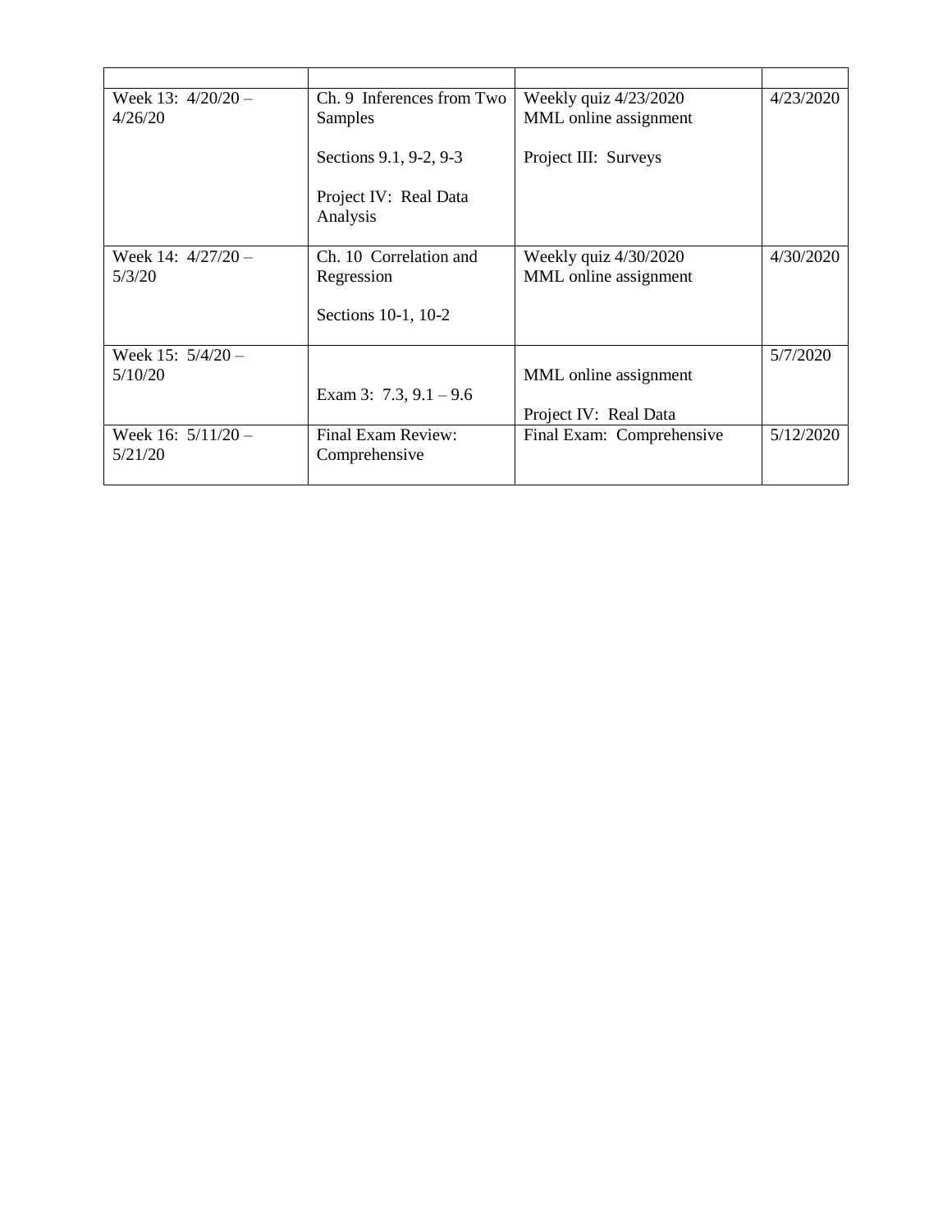| | | | |
|---|---|---|---|
| Week 13: 4/20/20 – 4/26/20 | Ch. 9 Inferences from Two Samples<br><br>Sections 9.1, 9-2, 9-3<br><br>Project IV: Real Data Analysis | Weekly quiz 4/23/2020<br>MML online assignment<br><br>Project III: Surveys | 4/23/2020 |
| Week 14: 4/27/20 – 5/3/20 | Ch. 10 Correlation and Regression<br><br>Sections 10-1, 10-2 | Weekly quiz 4/30/2020<br>MML online assignment | 4/30/2020 |
| Week 15: 5/4/20 – 5/10/20 | Exam 3: 7.3, 9.1 – 9.6 | MML online assignment<br><br>Project IV: Real Data | 5/7/2020 |
| Week 16: 5/11/20 – 5/21/20 | Final Exam Review: Comprehensive | Final Exam: Comprehensive | 5/12/2020 |